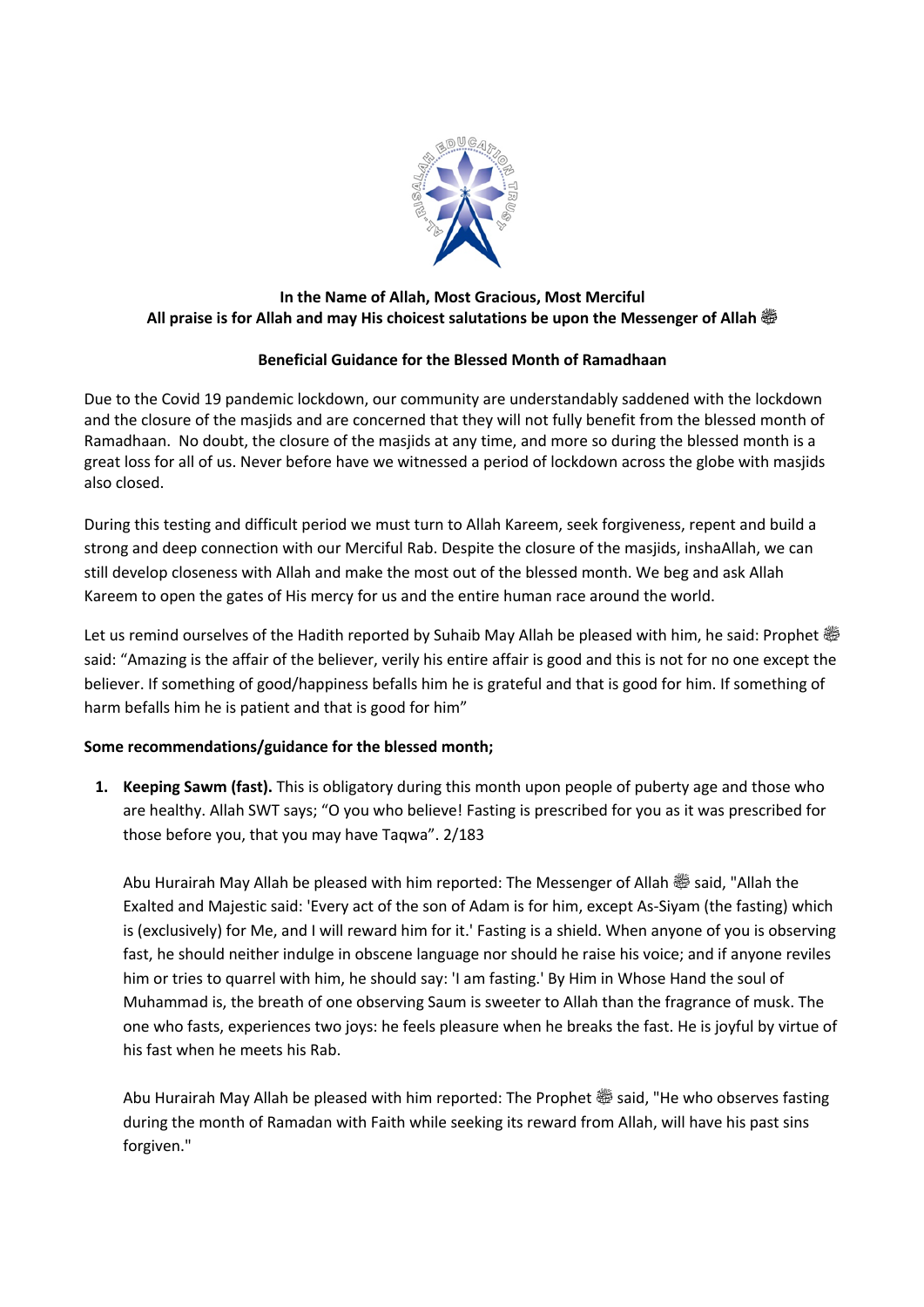**In the Name of Allah, Most Gracious, Most Merciful**
**All praise is for Allah and may His choicest salutations be upon the Messenger of Allah ﷺ**

**Beneficial Guidance for the Blessed Month of Ramadhaan**

Due to the Covid 19 pandemic lockdown, our community are understandably saddened with the lockdown and the closure of the masjids and are concerned that they will not fully benefit from the blessed month of Ramadhaan. No doubt, the closure of the masjids at any time, and more so during the blessed month is a great loss for all of us. Never before have we witnessed a period of lockdown across the globe with masjids also closed.

During this testing and difficult period we must turn to Allah Kareem, seek forgiveness, repent and build a strong and deep connection with our Merciful Rab. Despite the closure of the masjids, inshaAllah, we can still develop closeness with Allah and make the most out of the blessed month. We beg and ask Allah Kareem to open the gates of His mercy for us and the entire human race around the world.

Let us remind ourselves of the Hadith reported by Suhaib May Allah be pleased with him, he said: Prophet ﷺ said: "Amazing is the affair of the believer, verily his entire affair is good and this is not for no one except the believer. If something of good/happiness befalls him he is grateful and that is good for him. If something of harm befalls him he is patient and that is good for him"

**Some recommendations/guidance for the blessed month;**

1. **Keeping Sawm (fast).** This is obligatory during this month upon people of puberty age and those who are healthy. Allah SWT says; "O you who believe! Fasting is prescribed for you as it was prescribed for those before you, that you may have Taqwa". 2/183

   Abu Hurairah May Allah be pleased with him reported: The Messenger of Allah ﷺ said, "Allah the Exalted and Majestic said: 'Every act of the son of Adam is for him, except As-Siyam (the fasting) which is (exclusively) for Me, and I will reward him for it.' Fasting is a shield. When anyone of you is observing fast, he should neither indulge in obscene language nor should he raise his voice; and if anyone reviles him or tries to quarrel with him, he should say: 'I am fasting.' By Him in Whose Hand the soul of Muhammad is, the breath of one observing Saum is sweeter to Allah than the fragrance of musk. The one who fasts, experiences two joys: he feels pleasure when he breaks the fast. He is joyful by virtue of his fast when he meets his Rab.

   Abu Hurairah May Allah be pleased with him reported: The Prophet ﷺ said, "He who observes fasting during the month of Ramadan with Faith while seeking its reward from Allah, will have his past sins forgiven."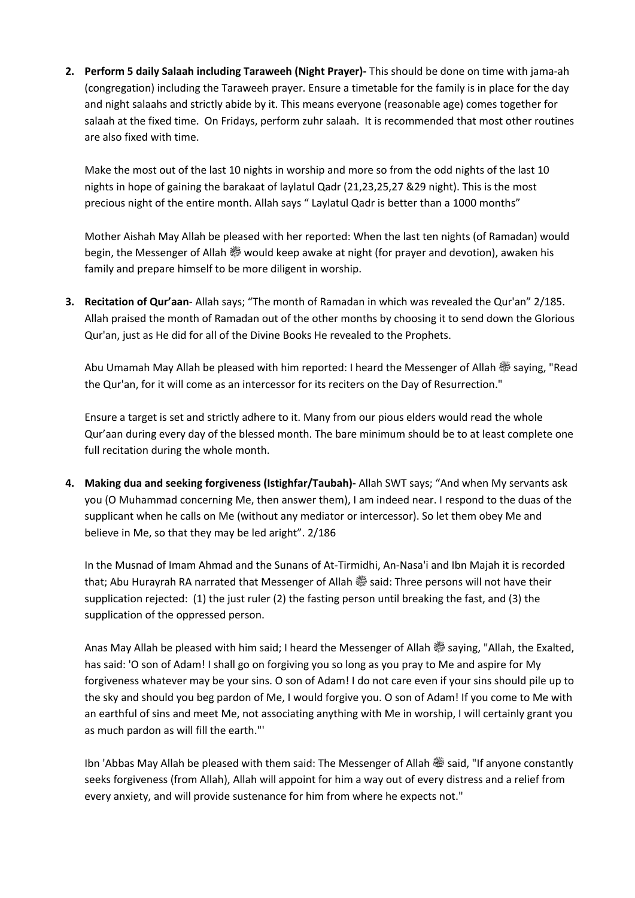2. **Perform 5 daily Salaah including Taraweeh (Night Prayer)-** This should be done on time with jama-ah (congregation) including the Taraweeh prayer. Ensure a timetable for the family is in place for the day and night salaahs and strictly abide by it. This means everyone (reasonable age) comes together for salaah at the fixed time. On Fridays, perform zuhr salaah. It is recommended that most other routines are also fixed with time.

   Make the most out of the last 10 nights in worship and more so from the odd nights of the last 10 nights in hope of gaining the barakaat of laylatul Qadr (21,23,25,27 &29 night). This is the most precious night of the entire month. Allah says " Laylatul Qadr is better than a 1000 months"

   Mother Aishah May Allah be pleased with her reported: When the last ten nights (of Ramadan) would begin, the Messenger of Allah ﷺ would keep awake at night (for prayer and devotion), awaken his family and prepare himself to be more diligent in worship.

3. **Recitation of Qur'aan**- Allah says; "The month of Ramadan in which was revealed the Qur'an" 2/185. Allah praised the month of Ramadan out of the other months by choosing it to send down the Glorious Qur'an, just as He did for all of the Divine Books He revealed to the Prophets.

   Abu Umamah May Allah be pleased with him reported: I heard the Messenger of Allah ﷺ saying, "Read the Qur'an, for it will come as an intercessor for its reciters on the Day of Resurrection."

   Ensure a target is set and strictly adhere to it. Many from our pious elders would read the whole Qur'aan during every day of the blessed month. The bare minimum should be to at least complete one full recitation during the whole month.

4. **Making dua and seeking forgiveness (Istighfar/Taubah)-** Allah SWT says; "And when My servants ask you (O Muhammad concerning Me, then answer them), I am indeed near. I respond to the duas of the supplicant when he calls on Me (without any mediator or intercessor). So let them obey Me and believe in Me, so that they may be led aright". 2/186

   In the Musnad of Imam Ahmad and the Sunans of At-Tirmidhi, An-Nasa'i and Ibn Majah it is recorded that; Abu Hurayrah RA narrated that Messenger of Allah ﷺ said: Three persons will not have their supplication rejected: (1) the just ruler (2) the fasting person until breaking the fast, and (3) the supplication of the oppressed person.

   Anas May Allah be pleased with him said; I heard the Messenger of Allah ﷺ saying, "Allah, the Exalted, has said: 'O son of Adam! I shall go on forgiving you so long as you pray to Me and aspire for My forgiveness whatever may be your sins. O son of Adam! I do not care even if your sins should pile up to the sky and should you beg pardon of Me, I would forgive you. O son of Adam! If you come to Me with an earthful of sins and meet Me, not associating anything with Me in worship, I will certainly grant you as much pardon as will fill the earth."'

   Ibn 'Abbas May Allah be pleased with them said: The Messenger of Allah ﷺ said, "If anyone constantly seeks forgiveness (from Allah), Allah will appoint for him a way out of every distress and a relief from every anxiety, and will provide sustenance for him from where he expects not."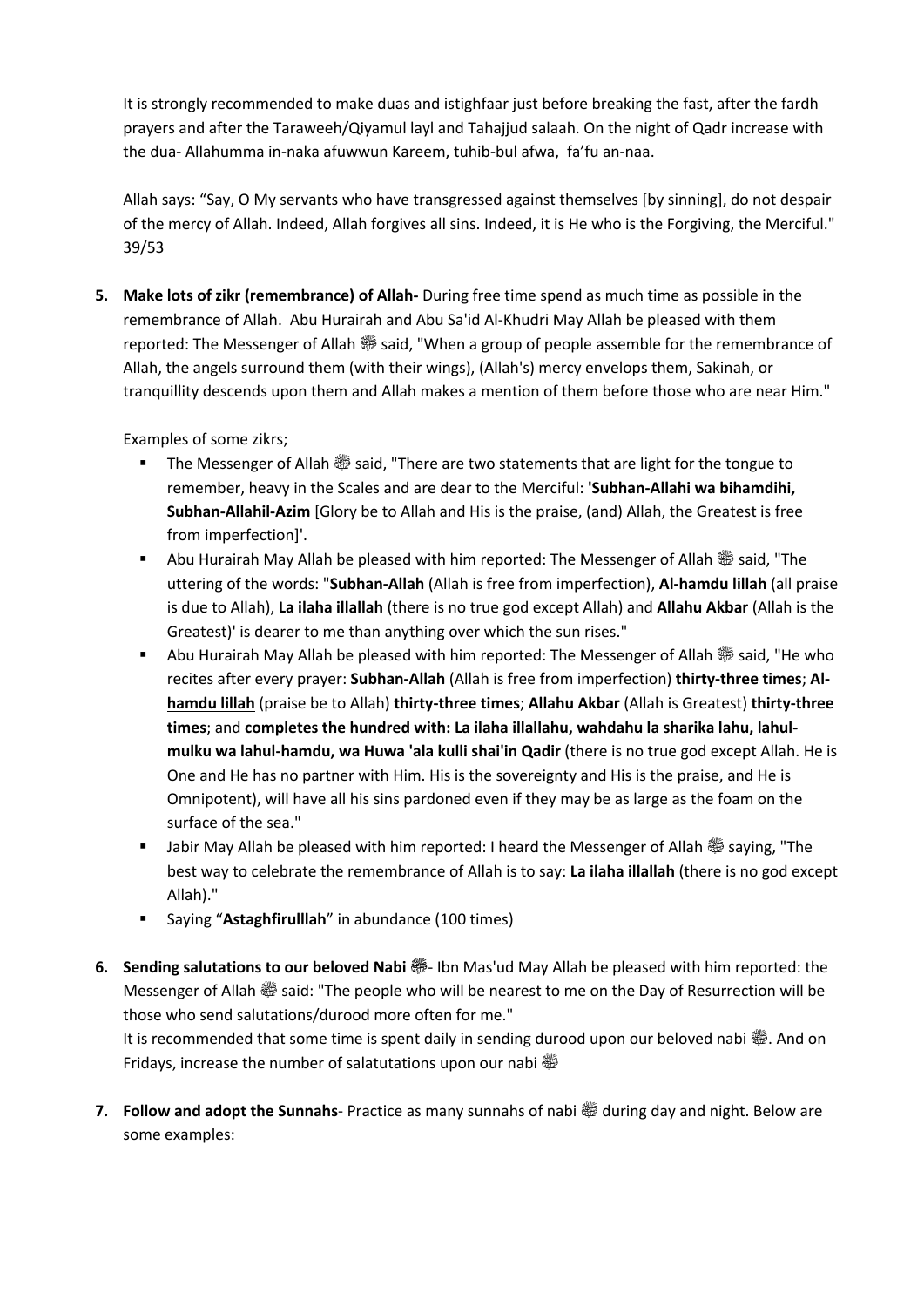It is strongly recommended to make duas and istighfaar just before breaking the fast, after the fardh prayers and after the Taraweeh/Qiyamul layl and Tahajjud salaah. On the night of Qadr increase with the dua- Allahumma in-naka afuwwun Kareem, tuhib-bul afwa, fa'fu an-naa.

Allah says: "Say, O My servants who have transgressed against themselves [by sinning], do not despair of the mercy of Allah. Indeed, Allah forgives all sins. Indeed, it is He who is the Forgiving, the Merciful." 39/53

5. **Make lots of zikr (remembrance) of Allah-** During free time spend as much time as possible in the remembrance of Allah. Abu Hurairah and Abu Sa'id Al-Khudri May Allah be pleased with them reported: The Messenger of Allah ﷺ said, "When a group of people assemble for the remembrance of Allah, the angels surround them (with their wings), (Allah's) mercy envelops them, Sakinah, or tranquillity descends upon them and Allah makes a mention of them before those who are near Him."

   Examples of some zikrs;

   - The Messenger of Allah ﷺ said, "There are two statements that are light for the tongue to remember, heavy in the Scales and are dear to the Merciful: **'Subhan-Allahi wa bihamdihi, Subhan-Allahil-Azim** [Glory be to Allah and His is the praise, (and) Allah, the Greatest is free from imperfection]'.
   - Abu Hurairah May Allah be pleased with him reported: The Messenger of Allah ﷺ said, "The uttering of the words: "**Subhan-Allah** (Allah is free from imperfection), **Al-hamdu lillah** (all praise is due to Allah), **La ilaha illallah** (there is no true god except Allah) and **Allahu Akbar** (Allah is the Greatest)' is dearer to me than anything over which the sun rises."
   - Abu Hurairah May Allah be pleased with him reported: The Messenger of Allah ﷺ said, "He who recites after every prayer: **Subhan-Allah** (Allah is free from imperfection) **<u>thirty-three times</u>**; **<u>Al-hamdu lillah</u>** (praise be to Allah) **thirty-three times**; **Allahu Akbar** (Allah is Greatest) **thirty-three times**; and **completes the hundred with: La ilaha illallahu, wahdahu la sharika lahu, lahul-mulku wa lahul-hamdu, wa Huwa 'ala kulli shai'in Qadir** (there is no true god except Allah. He is One and He has no partner with Him. His is the sovereignty and His is the praise, and He is Omnipotent), will have all his sins pardoned even if they may be as large as the foam on the surface of the sea."
   - Jabir May Allah be pleased with him reported: I heard the Messenger of Allah ﷺ saying, "The best way to celebrate the remembrance of Allah is to say: **La ilaha illallah** (there is no god except Allah)."
   - Saying "**Astaghfirulllah**" in abundance (100 times)

6. **Sending salutations to our beloved Nabi ﷺ**- Ibn Mas'ud May Allah be pleased with him reported: the Messenger of Allah ﷺ said: "The people who will be nearest to me on the Day of Resurrection will be those who send salutations/durood more often for me."
   It is recommended that some time is spent daily in sending durood upon our beloved nabi ﷺ. And on Fridays, increase the number of salatutations upon our nabi ﷺ

7. **Follow and adopt the Sunnahs**- Practice as many sunnahs of nabi ﷺ during day and night. Below are some examples: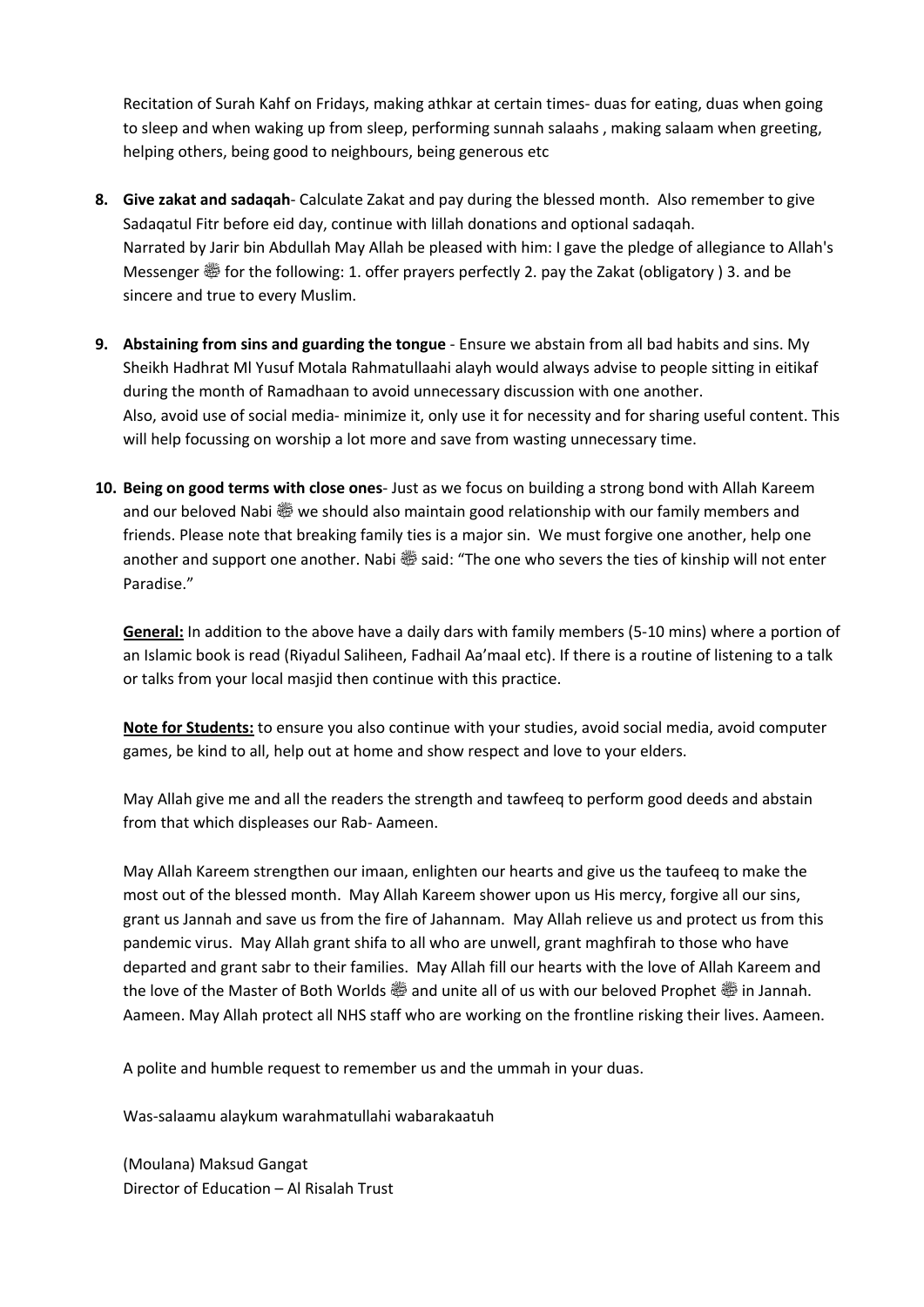Recitation of Surah Kahf on Fridays, making athkar at certain times- duas for eating, duas when going to sleep and when waking up from sleep, performing sunnah salaahs , making salaam when greeting, helping others, being good to neighbours, being generous etc

8. **Give zakat and sadaqah**- Calculate Zakat and pay during the blessed month. Also remember to give Sadaqatul Fitr before eid day, continue with lillah donations and optional sadaqah.
   Narrated by Jarir bin Abdullah May Allah be pleased with him: I gave the pledge of allegiance to Allah's Messenger ﷺ for the following: 1. offer prayers perfectly 2. pay the Zakat (obligatory ) 3. and be sincere and true to every Muslim.

9. **Abstaining from sins and guarding the tongue** - Ensure we abstain from all bad habits and sins. My Sheikh Hadhrat Ml Yusuf Motala Rahmatullaahi alayh would always advise to people sitting in eitikaf during the month of Ramadhaan to avoid unnecessary discussion with one another.
   Also, avoid use of social media- minimize it, only use it for necessity and for sharing useful content. This will help focussing on worship a lot more and save from wasting unnecessary time.

10. **Being on good terms with close ones**- Just as we focus on building a strong bond with Allah Kareem and our beloved Nabi ﷺ we should also maintain good relationship with our family members and friends. Please note that breaking family ties is a major sin. We must forgive one another, help one another and support one another. Nabi ﷺ said: "The one who severs the ties of kinship will not enter Paradise."

**General:** In addition to the above have a daily dars with family members (5-10 mins) where a portion of an Islamic book is read (Riyadul Saliheen, Fadhail Aa'maal etc). If there is a routine of listening to a talk or talks from your local masjid then continue with this practice.

**Note for Students:** to ensure you also continue with your studies, avoid social media, avoid computer games, be kind to all, help out at home and show respect and love to your elders.

May Allah give me and all the readers the strength and tawfeeq to perform good deeds and abstain from that which displeases our Rab- Aameen.

May Allah Kareem strengthen our imaan, enlighten our hearts and give us the taufeeq to make the most out of the blessed month. May Allah Kareem shower upon us His mercy, forgive all our sins, grant us Jannah and save us from the fire of Jahannam. May Allah relieve us and protect us from this pandemic virus. May Allah grant shifa to all who are unwell, grant maghfirah to those who have departed and grant sabr to their families. May Allah fill our hearts with the love of Allah Kareem and the love of the Master of Both Worlds ﷺ and unite all of us with our beloved Prophet ﷺ in Jannah. Aameen. May Allah protect all NHS staff who are working on the frontline risking their lives. Aameen.

A polite and humble request to remember us and the ummah in your duas.

Was-salaamu alaykum warahmatullahi wabarakaatuh

(Moulana) Maksud Gangat
Director of Education – Al Risalah Trust